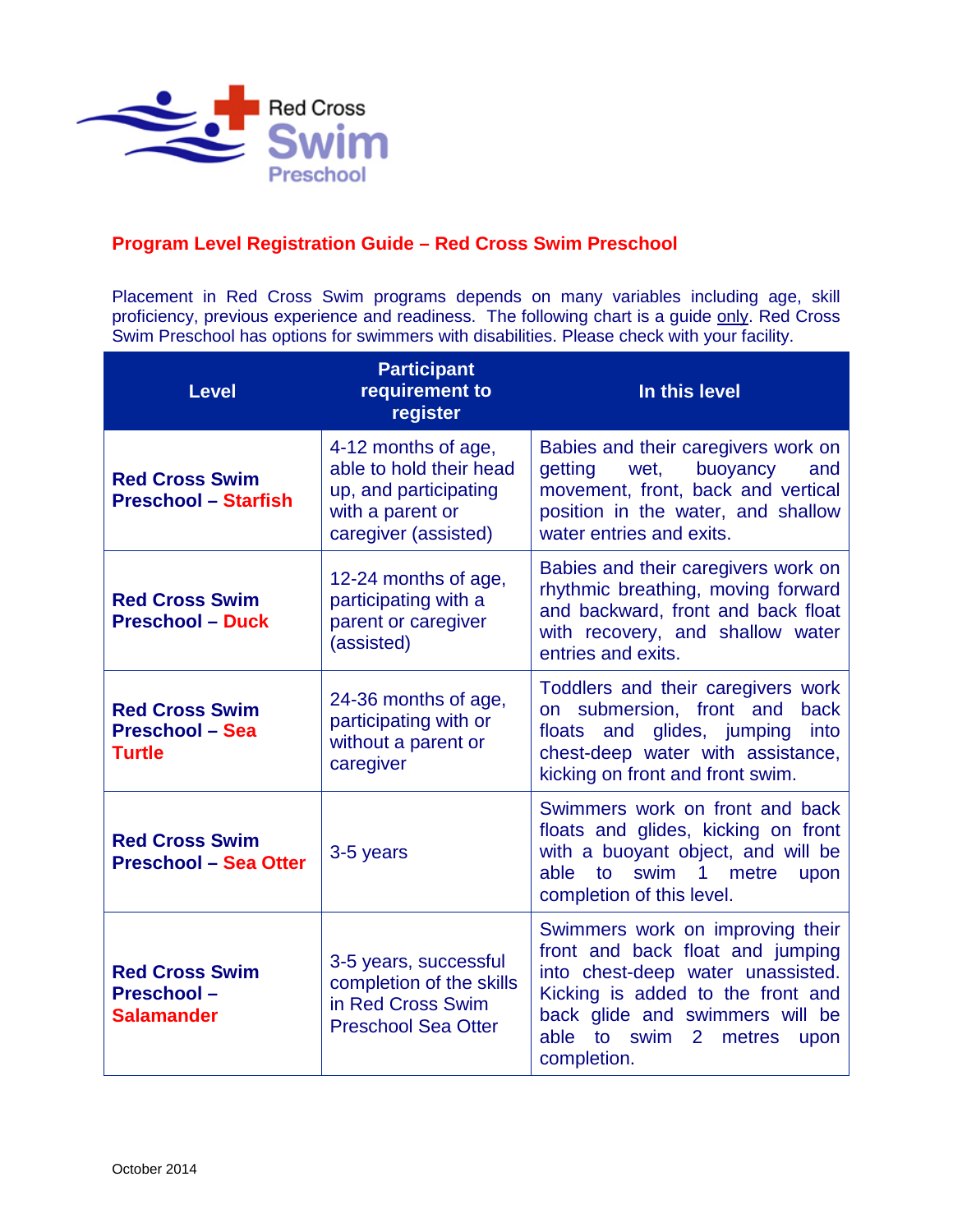Red Cross Swim Preschool

## Program Level Registration Guide – Red Cross Swim Preschool

Placement in Red Cross Swim programs depends on many variables including age, skill proficiency, previous experience and readiness. The following chart is a guide only. Red Cross Swim Preschool has options for swimmers with disabilities. Please check with your facility.

| Level | Participant requirement to register | In this level |
| --- | --- | --- |
| **Red Cross Swim Preschool – Starfish** | 4-12 months of age, able to hold their head up, and participating with a parent or caregiver (assisted) | Babies and their caregivers work on getting wet, buoyancy and movement, front, back and vertical position in the water, and shallow water entries and exits. |
| **Red Cross Swim Preschool – Duck** | 12-24 months of age, participating with a parent or caregiver (assisted) | Babies and their caregivers work on rhythmic breathing, moving forward and backward, front and back float with recovery, and shallow water entries and exits. |
| **Red Cross Swim Preschool – Sea Turtle** | 24-36 months of age, participating with or without a parent or caregiver | Toddlers and their caregivers work on submersion, front and back floats and glides, jumping into chest-deep water with assistance, kicking on front and front swim. |
| **Red Cross Swim Preschool – Sea Otter** | 3-5 years | Swimmers work on front and back floats and glides, kicking on front with a buoyant object, and will be able to swim 1 metre upon completion of this level. |
| **Red Cross Swim Preschool – Salamander** | 3-5 years, successful completion of the skills in Red Cross Swim Preschool Sea Otter | Swimmers work on improving their front and back float and jumping into chest-deep water unassisted. Kicking is added to the front and back glide and swimmers will be able to swim 2 metres upon completion. |

October 2014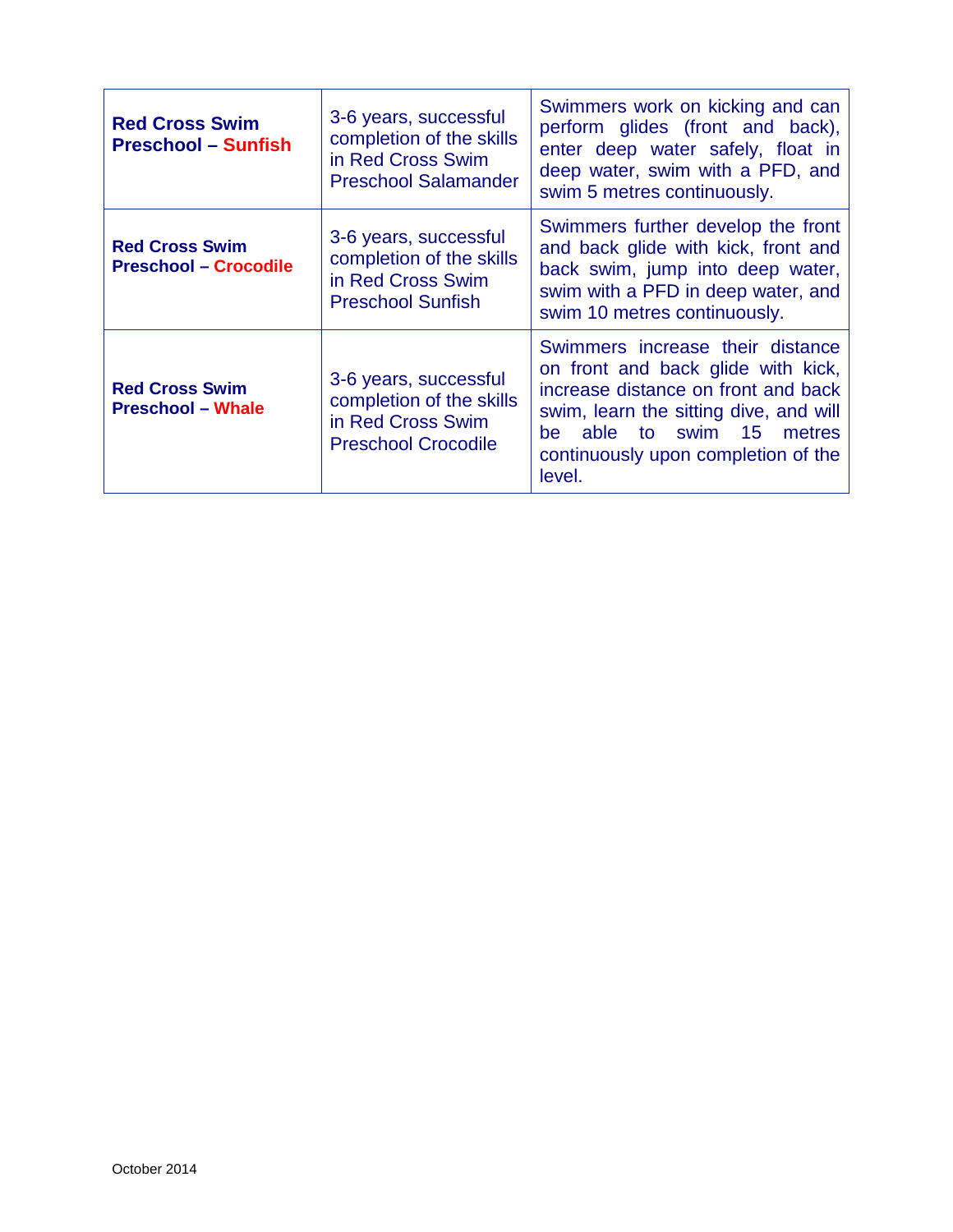| | | |
|---|---|---|
| **Red Cross Swim Preschool – Sunfish** | 3-6 years, successful completion of the skills in Red Cross Swim Preschool Salamander | Swimmers work on kicking and can perform glides (front and back), enter deep water safely, float in deep water, swim with a PFD, and swim 5 metres continuously. |
| **Red Cross Swim Preschool – Crocodile** | 3-6 years, successful completion of the skills in Red Cross Swim Preschool Sunfish | Swimmers further develop the front and back glide with kick, front and back swim, jump into deep water, swim with a PFD in deep water, and swim 10 metres continuously. |
| **Red Cross Swim Preschool – Whale** | 3-6 years, successful completion of the skills in Red Cross Swim Preschool Crocodile | Swimmers increase their distance on front and back glide with kick, increase distance on front and back swim, learn the sitting dive, and will be able to swim 15 metres continuously upon completion of the level. |

October 2014